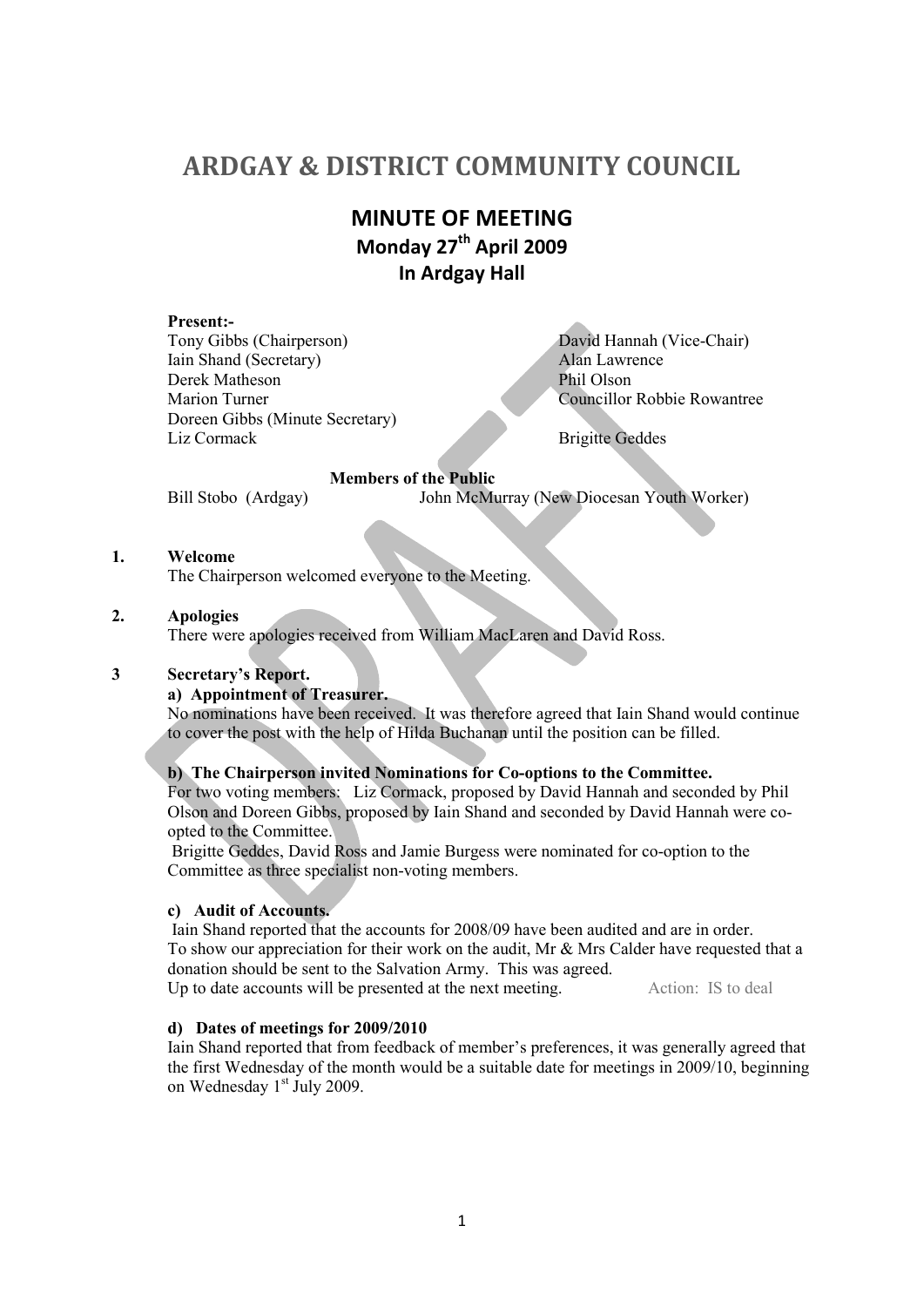# ARDGAY & DISTRICT COMMUNITY COUNCIL

## MINUTE OF MEETING
### Monday 27th April 2009
### In Ardgay Hall

**Present:-**

| | |
|---|---|
| Tony Gibbs (Chairperson) | David Hannah (Vice-Chair) |
| Iain Shand (Secretary) | Alan Lawrence |
| Derek Matheson | Phil Olson |
| Marion Turner | Councillor Robbie Rowantree |
| Doreen Gibbs (Minute Secretary) | |
| Liz Cormack | Brigitte Geddes |

**Members of the Public**

Bill Stobo (Ardgay) John McMurray (New Diocesan Youth Worker)

**1. Welcome**

The Chairperson welcomed everyone to the Meeting.

**2. Apologies**

There were apologies received from William MacLaren and David Ross.

**3 Secretary's Report.**

**a) Appointment of Treasurer.**

No nominations have been received. It was therefore agreed that Iain Shand would continue to cover the post with the help of Hilda Buchanan until the position can be filled.

**b) The Chairperson invited Nominations for Co-options to the Committee.**

For two voting members: Liz Cormack, proposed by David Hannah and seconded by Phil Olson and Doreen Gibbs, proposed by Iain Shand and seconded by David Hannah were co-opted to the Committee.

Brigitte Geddes, David Ross and Jamie Burgess were nominated for co-option to the Committee as three specialist non-voting members.

**c) Audit of Accounts.**

Iain Shand reported that the accounts for 2008/09 have been audited and are in order. To show our appreciation for their work on the audit, Mr & Mrs Calder have requested that a donation should be sent to the Salvation Army. This was agreed.

Up to date accounts will be presented at the next meeting. Action: IS to deal

**d) Dates of meetings for 2009/2010**

Iain Shand reported that from feedback of member's preferences, it was generally agreed that the first Wednesday of the month would be a suitable date for meetings in 2009/10, beginning on Wednesday 1st July 2009.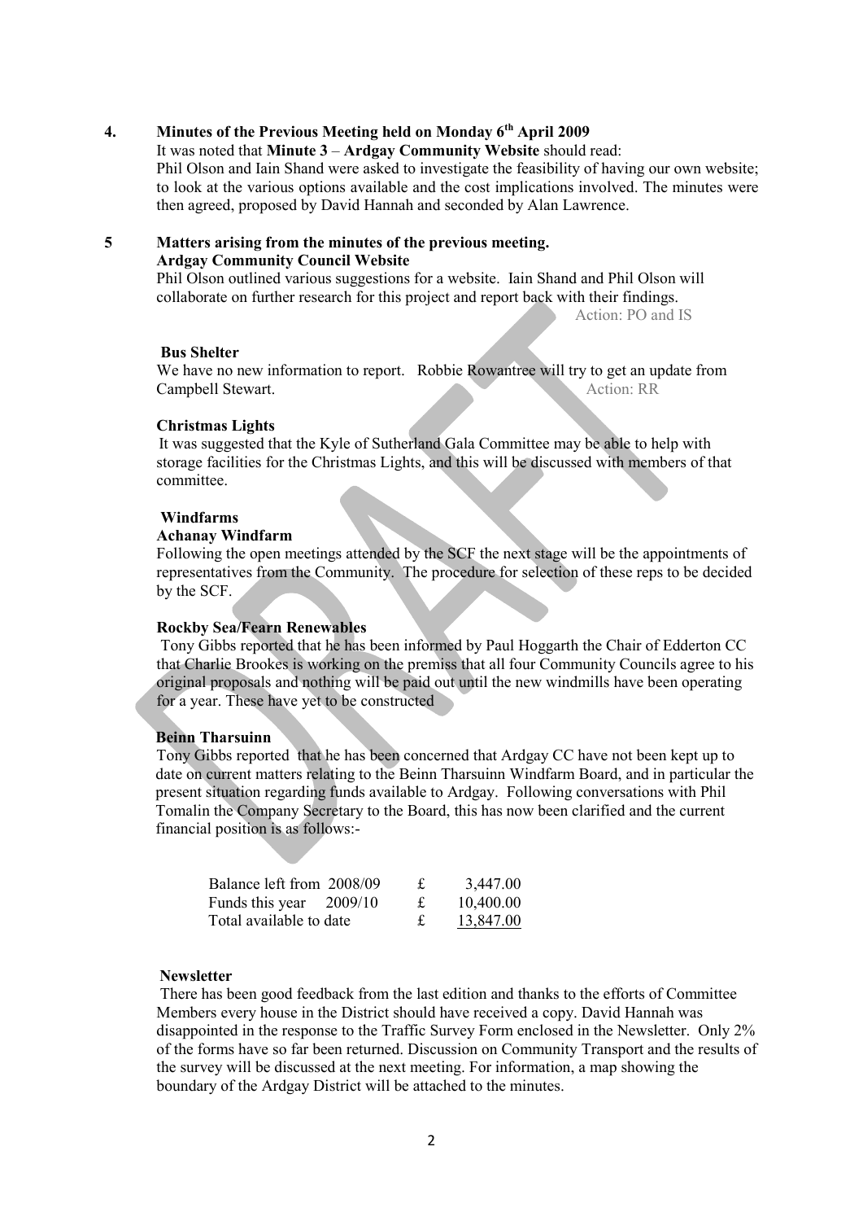## 4. Minutes of the Previous Meeting held on Monday 6th April 2009

It was noted that **Minute 3** – **Ardgay Community Website** should read:
Phil Olson and Iain Shand were asked to investigate the feasibility of having our own website; to look at the various options available and the cost implications involved. The minutes were then agreed, proposed by David Hannah and seconded by Alan Lawrence.

## 5 Matters arising from the minutes of the previous meeting.

**Ardgay Community Council Website**

Phil Olson outlined various suggestions for a website. Iain Shand and Phil Olson will collaborate on further research for this project and report back with their findings.

Action: PO and IS

**Bus Shelter**

We have no new information to report. Robbie Rowantree will try to get an update from Campbell Stewart.

Action: RR

**Christmas Lights**

It was suggested that the Kyle of Sutherland Gala Committee may be able to help with storage facilities for the Christmas Lights, and this will be discussed with members of that committee.

**Windfarms**

**Achanay Windfarm**

Following the open meetings attended by the SCF the next stage will be the appointments of representatives from the Community. The procedure for selection of these reps to be decided by the SCF.

**Rockby Sea/Fearn Renewables**

Tony Gibbs reported that he has been informed by Paul Hoggarth the Chair of Edderton CC that Charlie Brookes is working on the premiss that all four Community Councils agree to his original proposals and nothing will be paid out until the new windmills have been operating for a year. These have yet to be constructed

**Beinn Tharsuinn**

Tony Gibbs reported that he has been concerned that Ardgay CC have not been kept up to date on current matters relating to the Beinn Tharsuinn Windfarm Board, and in particular the present situation regarding funds available to Ardgay. Following conversations with Phil Tomalin the Company Secretary to the Board, this has now been clarified and the current financial position is as follows:-

| | | |
|---|---|---|
| Balance left from 2008/09 | £ | 3,447.00 |
| Funds this year 2009/10 | £ | 10,400.00 |
| Total available to date | £ | 13,847.00 |

**Newsletter**

There has been good feedback from the last edition and thanks to the efforts of Committee Members every house in the District should have received a copy. David Hannah was disappointed in the response to the Traffic Survey Form enclosed in the Newsletter. Only 2% of the forms have so far been returned. Discussion on Community Transport and the results of the survey will be discussed at the next meeting. For information, a map showing the boundary of the Ardgay District will be attached to the minutes.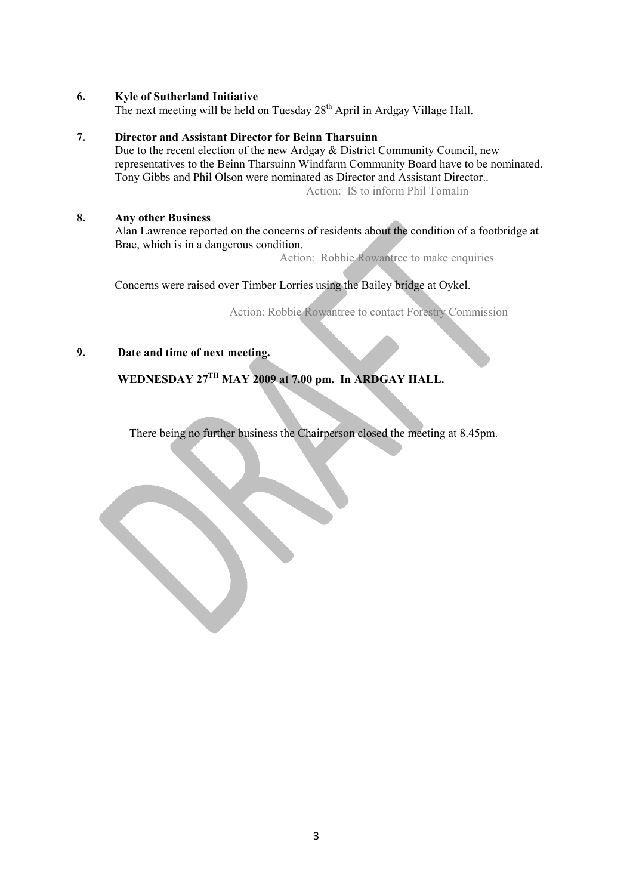**6. Kyle of Sutherland Initiative**

The next meeting will be held on Tuesday 28th April in Ardgay Village Hall.

**7. Director and Assistant Director for Beinn Tharsuinn**

Due to the recent election of the new Ardgay & District Community Council, new representatives to the Beinn Tharsuinn Windfarm Community Board have to be nominated. Tony Gibbs and Phil Olson were nominated as Director and Assistant Director..

Action: IS to inform Phil Tomalin

**8. Any other Business**

Alan Lawrence reported on the concerns of residents about the condition of a footbridge at Brae, which is in a dangerous condition.

Action: Robbie Rowantree to make enquiries

Concerns were raised over Timber Lorries using the Bailey bridge at Oykel.

Action: Robbie Rowantree to contact Forestry Commission

**9. Date and time of next meeting.**

**WEDNESDAY 27TH MAY 2009 at 7.00 pm. In ARDGAY HALL.**

There being no further business the Chairperson closed the meeting at 8.45pm.